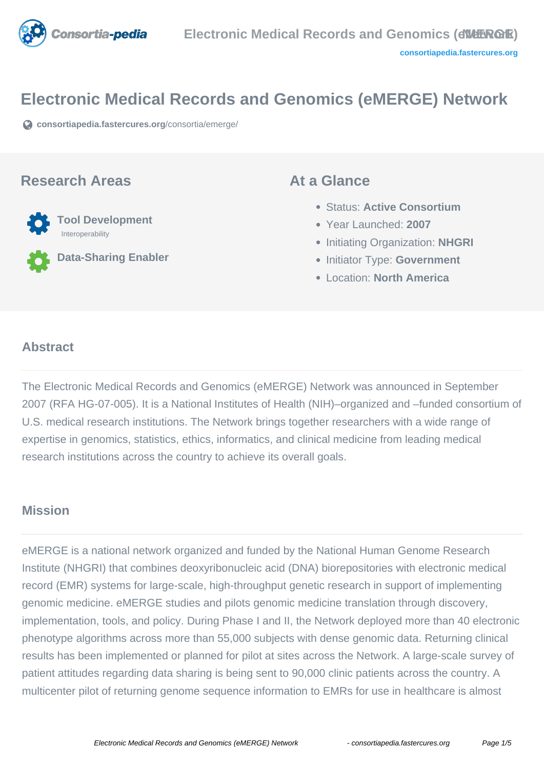# Electronic Medical Records and Genomics (eMERGE) Network

consortiapedia.fastercures.org/consortia/emerge/

## Research Areas

**Tool Development**
Interoperability

**Data-Sharing Enabler**

## At a Glance

- Status: **Active Consortium**
- Year Launched: **2007**
- Initiating Organization: **NHGRI**
- Initiator Type: **Government**
- Location: **North America**

## Abstract

The Electronic Medical Records and Genomics (eMERGE) Network was announced in September 2007 (RFA HG-07-005). It is a National Institutes of Health (NIH)–organized and –funded consortium of U.S. medical research institutions. The Network brings together researchers with a wide range of expertise in genomics, statistics, ethics, informatics, and clinical medicine from leading medical research institutions across the country to achieve its overall goals.

## Mission

eMERGE is a national network organized and funded by the National Human Genome Research Institute (NHGRI) that combines deoxyribonucleic acid (DNA) biorepositories with electronic medical record (EMR) systems for large-scale, high-throughput genetic research in support of implementing genomic medicine. eMERGE studies and pilots genomic medicine translation through discovery, implementation, tools, and policy. During Phase I and II, the Network deployed more than 40 electronic phenotype algorithms across more than 55,000 subjects with dense genomic data. Returning clinical results has been implemented or planned for pilot at sites across the Network. A large-scale survey of patient attitudes regarding data sharing is being sent to 90,000 clinic patients across the country. A multicenter pilot of returning genome sequence information to EMRs for use in healthcare is almost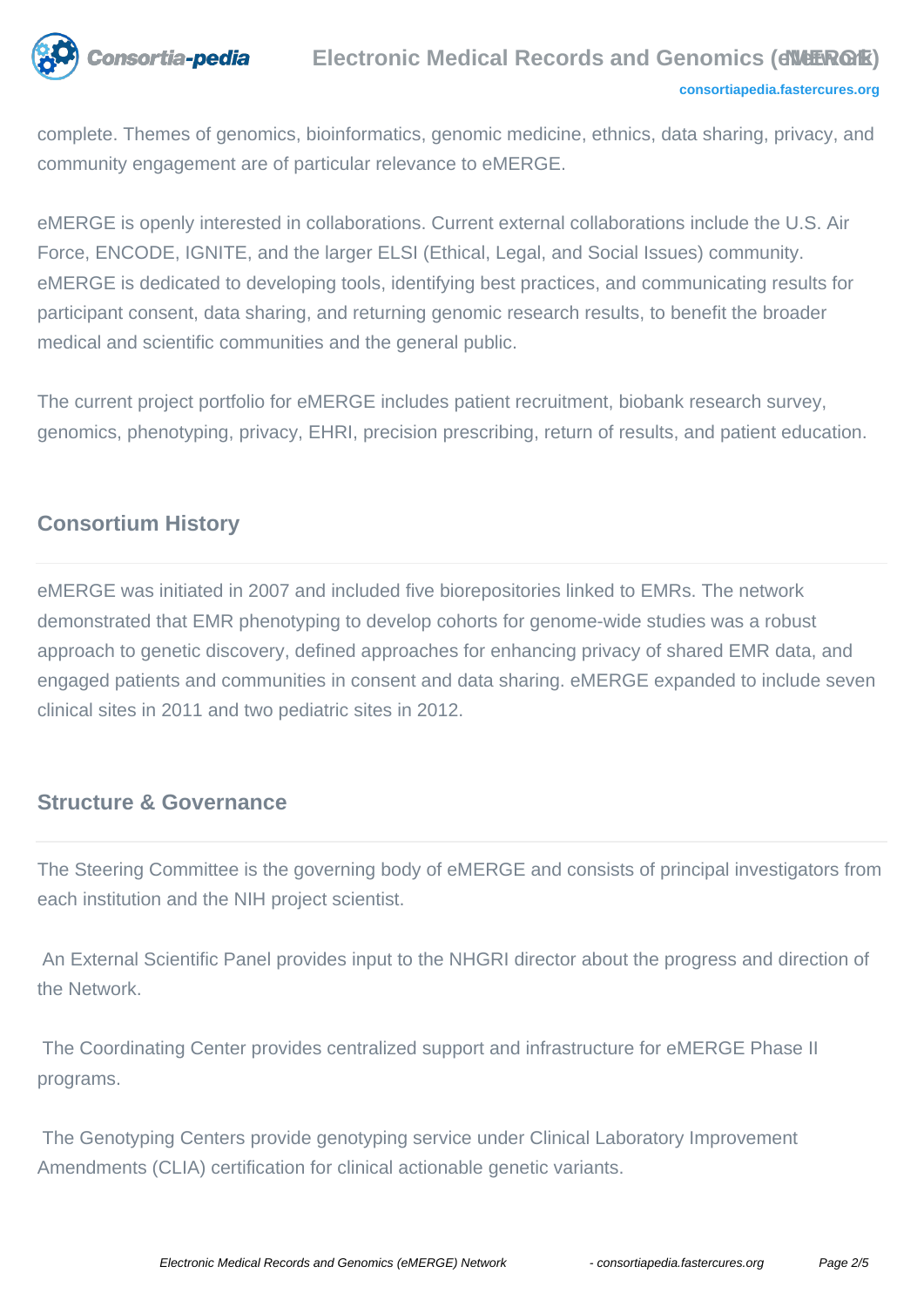complete. Themes of genomics, bioinformatics, genomic medicine, ethnics, data sharing, privacy, and community engagement are of particular relevance to eMERGE.

eMERGE is openly interested in collaborations. Current external collaborations include the U.S. Air Force, ENCODE, IGNITE, and the larger ELSI (Ethical, Legal, and Social Issues) community. eMERGE is dedicated to developing tools, identifying best practices, and communicating results for participant consent, data sharing, and returning genomic research results, to benefit the broader medical and scientific communities and the general public.

The current project portfolio for eMERGE includes patient recruitment, biobank research survey, genomics, phenotyping, privacy, EHRI, precision prescribing, return of results, and patient education.

## Consortium History

eMERGE was initiated in 2007 and included five biorepositories linked to EMRs. The network demonstrated that EMR phenotyping to develop cohorts for genome-wide studies was a robust approach to genetic discovery, defined approaches for enhancing privacy of shared EMR data, and engaged patients and communities in consent and data sharing. eMERGE expanded to include seven clinical sites in 2011 and two pediatric sites in 2012.

## Structure & Governance

The Steering Committee is the governing body of eMERGE and consists of principal investigators from each institution and the NIH project scientist.

An External Scientific Panel provides input to the NHGRI director about the progress and direction of the Network.

The Coordinating Center provides centralized support and infrastructure for eMERGE Phase II programs.

The Genotyping Centers provide genotyping service under Clinical Laboratory Improvement Amendments (CLIA) certification for clinical actionable genetic variants.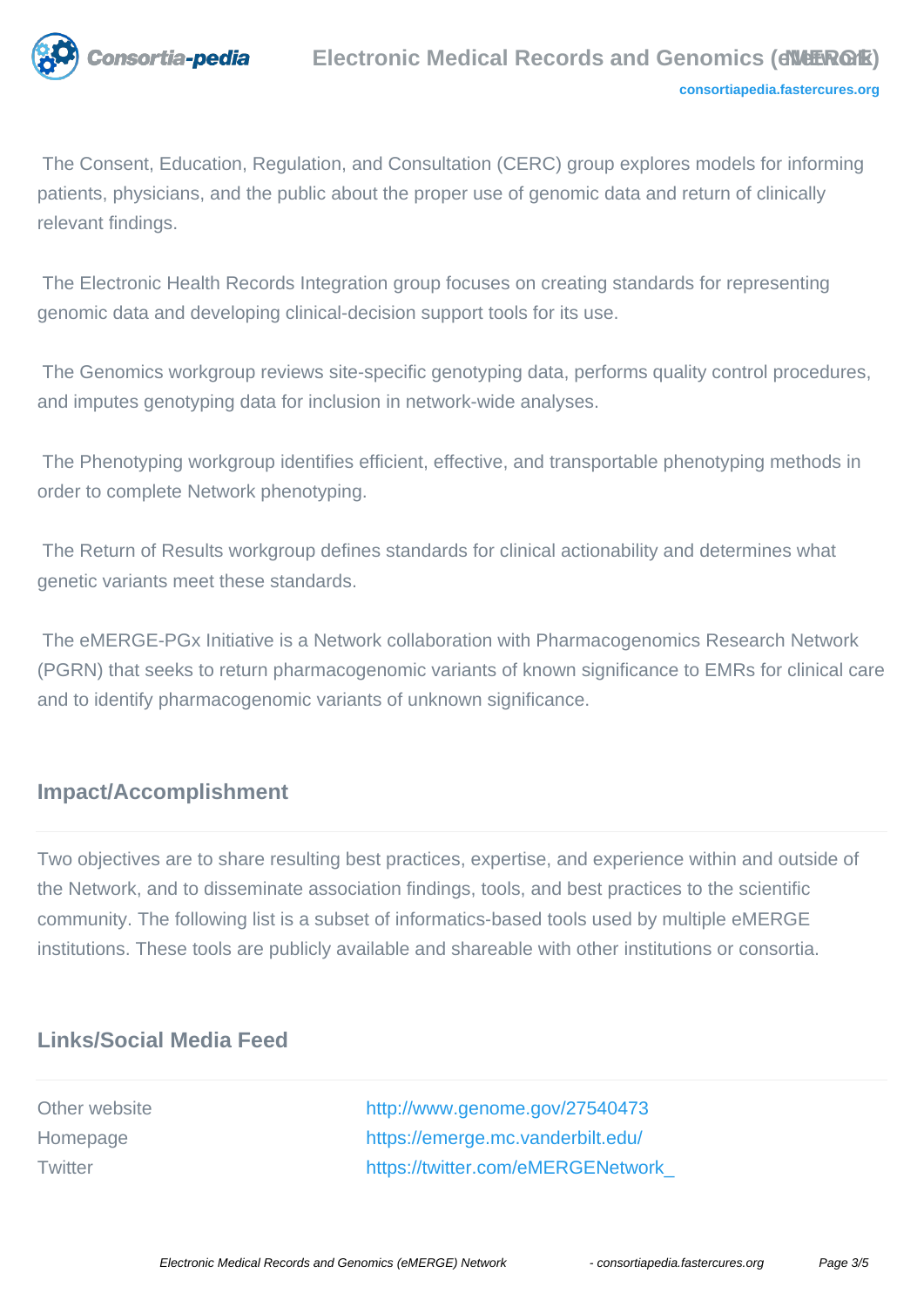The Consent, Education, Regulation, and Consultation (CERC) group explores models for informing patients, physicians, and the public about the proper use of genomic data and return of clinically relevant findings.

The Electronic Health Records Integration group focuses on creating standards for representing genomic data and developing clinical-decision support tools for its use.

The Genomics workgroup reviews site-specific genotyping data, performs quality control procedures, and imputes genotyping data for inclusion in network-wide analyses.

The Phenotyping workgroup identifies efficient, effective, and transportable phenotyping methods in order to complete Network phenotyping.

The Return of Results workgroup defines standards for clinical actionability and determines what genetic variants meet these standards.

The eMERGE-PGx Initiative is a Network collaboration with Pharmacogenomics Research Network (PGRN) that seeks to return pharmacogenomic variants of known significance to EMRs for clinical care and to identify pharmacogenomic variants of unknown significance.

## Impact/Accomplishment

Two objectives are to share resulting best practices, expertise, and experience within and outside of the Network, and to disseminate association findings, tools, and best practices to the scientific community. The following list is a subset of informatics-based tools used by multiple eMERGE institutions. These tools are publicly available and shareable with other institutions or consortia.

## Links/Social Media Feed

| | |
|---|---|
| Other website | http://www.genome.gov/27540473 |
| Homepage | https://emerge.mc.vanderbilt.edu/ |
| Twitter | https://twitter.com/eMERGENetwork_ |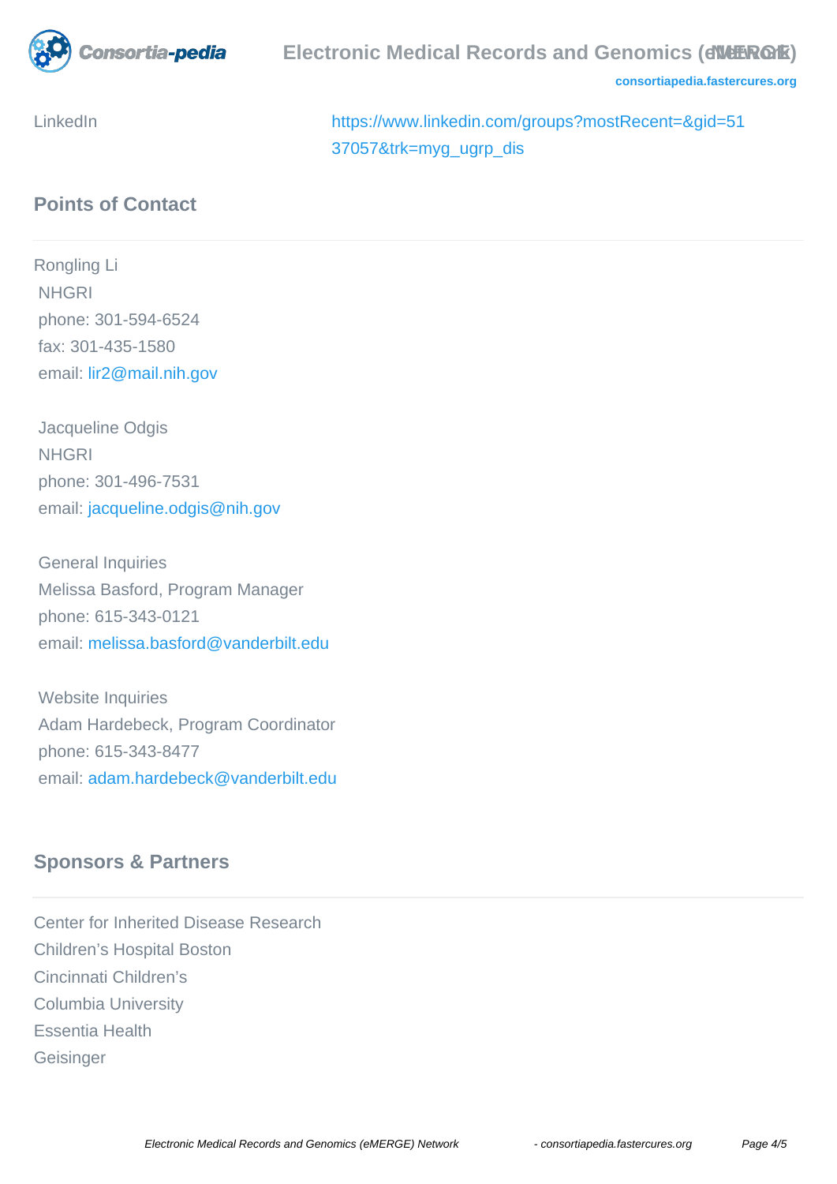LinkedIn https://www.linkedin.com/groups?mostRecent=&gid=5137057&trk=myg_ugrp_dis

## Points of Contact

Rongling Li
NHGRI
phone: 301-594-6524
fax: 301-435-1580
email: lir2@mail.nih.gov

Jacqueline Odgis
NHGRI
phone: 301-496-7531
email: jacqueline.odgis@nih.gov

General Inquiries
Melissa Basford, Program Manager
phone: 615-343-0121
email: melissa.basford@vanderbilt.edu

Website Inquiries
Adam Hardebeck, Program Coordinator
phone: 615-343-8477
email: adam.hardebeck@vanderbilt.edu

## Sponsors & Partners

Center for Inherited Disease Research
Children's Hospital Boston
Cincinnati Children's
Columbia University
Essentia Health
Geisinger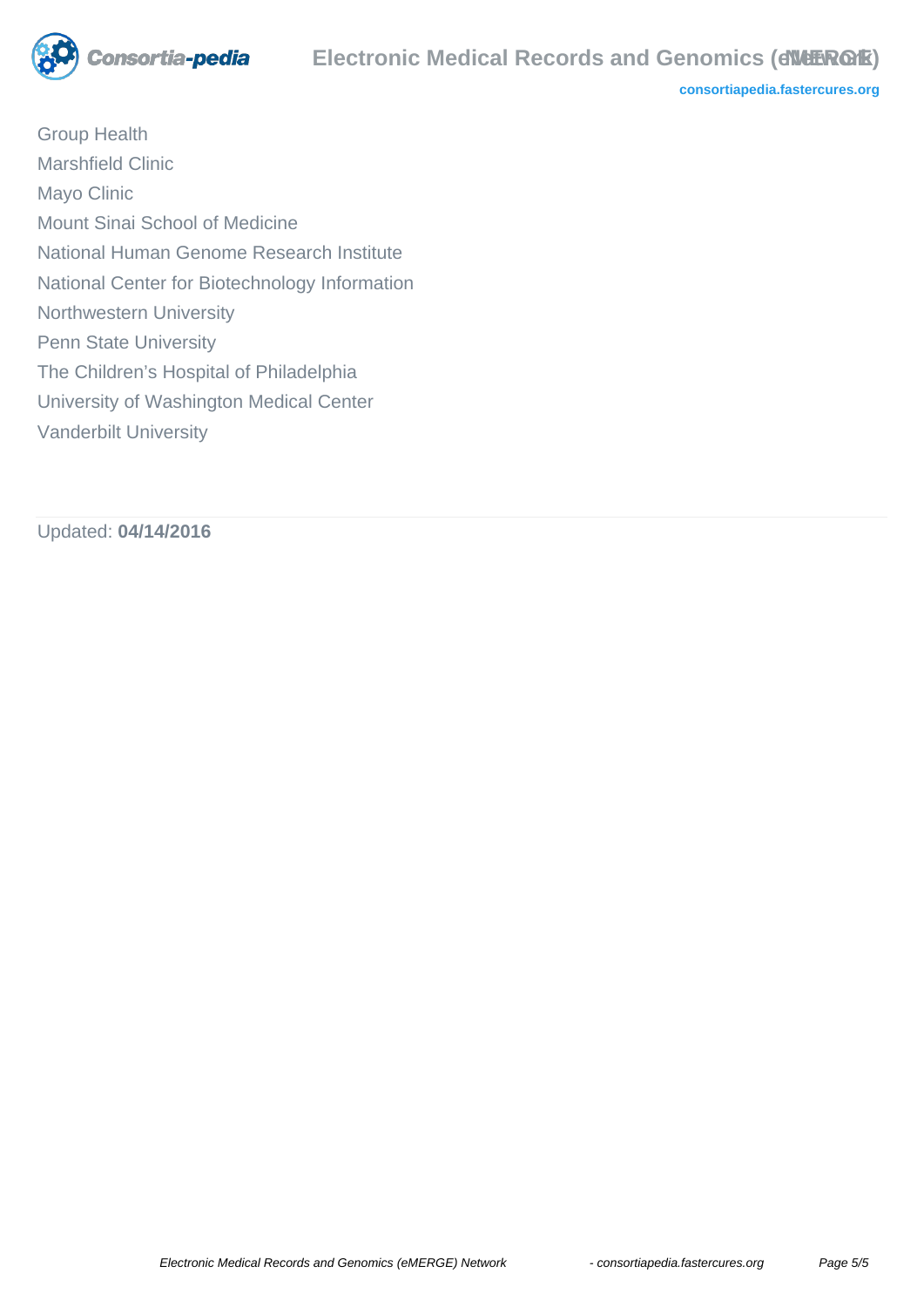Group Health
Marshfield Clinic
Mayo Clinic
Mount Sinai School of Medicine
National Human Genome Research Institute
National Center for Biotechnology Information
Northwestern University
Penn State University
The Children's Hospital of Philadelphia
University of Washington Medical Center
Vanderbilt University

Updated: **04/14/2016**